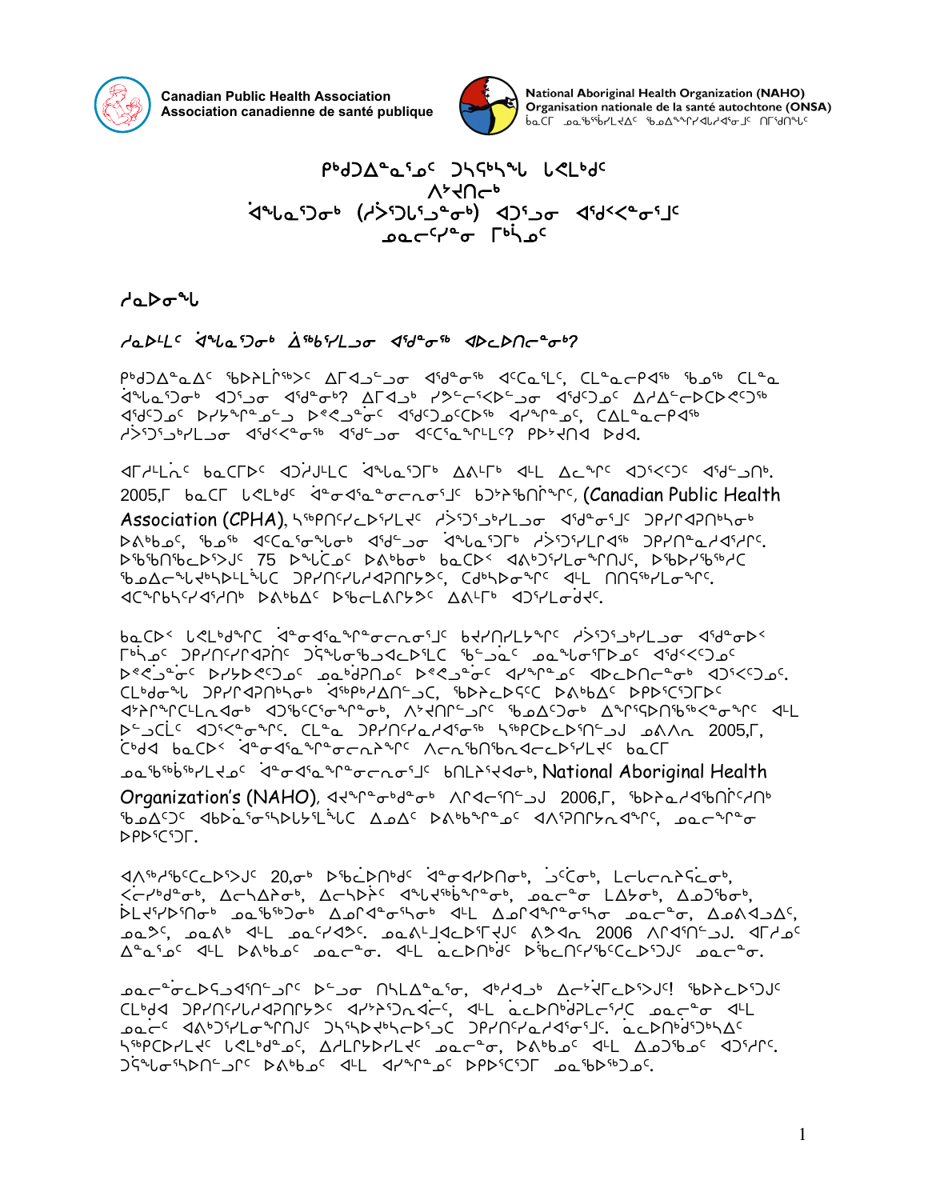Canadian Public Health Association
Association canadienne de santé publique

National Aboriginal Health Organization (NAHO)
Organisation nationale de la santé autochtone (ONSA)
ᑲᓇᑕᒥ ᓄᓇᖅᑲᖅᑳᖅᓯᒪᔪᓄᑦ ᖃᓄᐃᙱᑦᑎᐊᕐᓂᖅ ᑎᒥᖁᑎᖓ

# ᑭᒃᑯᐃᓐᓇᖅᑯᑦ ᑐᓴᖅᑲᖕᖓ ᒪᓕᒃᑯᑦ ᐱᔾᔪᑎᒃ ᐋᖕᒪᓂᕐᑐᓂᒃ (ᓱᐳᕐᑐᒐᕐᔪᓐᓂᒃ) ᐊᑐᕐᓗᓂ ᐊᖏᑉᐸᓐᓂᕐᒧᑦ ᓄᓇᓕᖕᓯᒪᓂ ᒥᒃᓵᓄᑦ

## ᓱᓇᐅᓂᖓ

### ᓱᓇᐅᒻᒪᑦ ᐋᖕᒪᓂᕐᑐᓂᒃ ᐃᖅᑲᖅᓯᒪᓗᓂ ᐊᖏᓐᓂᖅ ᐊᐅᓚᐅᑎᓚᓐᓂᖅ?

ᑭᒃᑯᐃᓐᓇᐃᑦ ᖃᐅᔨᒪᓯᒃᑲᐅᑦ ᐃᒥᐊᓚᓗᓂ ᐊᖏᓐᓂᖅ ᐊᑦᑕᓇᕐᒪᑦ, ᑕᒪᓐᓇᓕᕆᐊᖅ ᖃᓄᖅ ᑕᒪᓐᓇ ᐋᖕᒪᓂᕐᑐᓂᒃ ᐊᑐᕐᓗᓂ ᐊᖏᓐᓂᒃ? ᐃᒥᐊᓗᒃ ᓯᕗᓪᓕᕐᐸᓪᓕᓂ ᐊᖏᑦᑐᓄᑦ ᐃᓱᐃᓪᓕᐅᑕᐅᕙᑦᑐᖅ ᐊᖏᑦᑐᓄᑦ ᐅᓯᔾᔨᓐᓇᓗ ᐹᕝᕙᓂᑦ ᐊᖏᑦᑐᓄᑦᑕᐅᖅ ᐊᓯᙳᓂᕐᓄᑦ, ᑖᒪᓐᓇᓕᕿᐊᖅ ᓱᐳᕐᑐᒐᕐᓯᒪᓗᓂ ᐊᖏᑉᐸᓐᓂᖅ ᐊᖏᑦᑐᓂ ᐊᑦᑕᓇᕐᓯᒪᖕᒋᑦ? ᑭᐅᔾᔪᑎᐊ ᐅᑯᐊ.

ᐊᒥᓱᒻᒪᕆᑦ ᑲᓇᑕᒥᐅᑦ ᐊᑐᕐᔪᒥᒪᑕ ᐋᖕᒪᓂᕐᑐᒥᒃ ᐃᐱᒻᒥᒃ ᐊᒻᒪ ᐃᓚᖏᑦ ᐊᑐᕐᐸᑦᑐᑦ ᐊᖏᑦᑐᓂᒃ. 2005,ᒥ ᑲᓇᑕᒥ ᒪᓕᒃᑯᑦ ᐋᓂᐊᕐᓇᓐᓂᓕᕆᔨᒃᑯᖏᑦ ᑲᑐᔾᔨᖃᑎᒌᖏᑦ, (Canadian Public Health Association (CPHA), ᓴᖅᑭᑎᑦᓯᓕᕐᓯᒪᕙᑦ ᓱᐳᕐᑐᒐᕐᓯᒪᓗᓂ ᐊᖏᓐᓂᕐᒧᑦ ᑐᑭᓯᐊᕈᑎᒃᓴᓂᒃ ᐅᐱᒃᑲᓄᑦ, ᖃᓄᖅ ᐊᑦᑕᓇᕐᓂᖕᒪᖔᑦ ᐊᖏᑦᑐᓂ ᐋᖕᒪᓂᕐᑐᒥᒃ ᓱᐳᕐᑐᓯᒪᒥᐊᖅ ᑐᑭᓯᑎᓐᓇᓱᐊᕐᓯᒋᑦ. ᐅᖃᖅᑎᖃᓚᐅᕐᒧᑦ 75 ᐅᖓᑖᓄᑦ ᐅᐱᒃᑲᓂᒃ ᑲᓇᑕᐅᑉ ᐊᕕᒃᑐᕐᓯᒪᓂᖏᓐᓂᑦ, ᐅᖃᐅᓯᖅᓯᕐᓯᑦ ᖃᓄᐃᓕᖓᔪᓐᓃᖅᓯᒪᓪᓚᑦ ᑐᓴᕐᑎᑦᓯᓯᒪᓂᐊᕐᓂᐊᕐᓂᕐᑎᒡᔪᑦ, ᑕᐃᒃᑯᓂᖓᓂᑦ ᐊᒻᒪ ᑎᑎᕋᖅᓯᒪᓂᖏᓐᓂᑦ. ᐊᑕᖏᖅᓴᑦᓯᐊᕐᓯᑎᒃ ᐅᐱᒃᑲᐃᑦ ᐅᖃᓚᐃᑉᐸᒃᑐᑦ ᐃᐱᒥᒃ ᐊᑐᕐᓯᒪᓂᕆᔪᑦ.

ᑲᓇᑕᐅᑉ ᒪᓕᒃᑯᖏᓐᓂᑦ ᐋᓂᐊᕐᓇᓐᓂᓕᕆᔨᒃᑯᖏᑦ ᑲᔪᓯᑎᑦᓯᒪᔪᖏᑦ ᓱᐳᕐᑐᒐᕐᓯᒪᓗᓂ ᐊᖏᓐᓂᐅᑉ ᒥᒃᓵᓄᑦ ᑐᑭᓯᑎᑦᓯᔾᔪᑎᑦ ᑐᖕᖓᓂᖅᑲᐅᑎᓪᓗᒋᑦ ᖃᓪᓗᓈᑦ ᓄᓇᖓᓂᑦᑐᓂᒃ ᐊᖏᑉᐸᑦᑐᓄᑦ ᐅᓯᔾᔨᕙᓪᓗᓂ ᓄᓇᒃᑯᑎᓂᑦ ᐹᕝᕙᓂᑦ ᐊᓯᙳᓂᕐᓄᑦ ᐊᐅᓚᐅᑎᓚᓐᓂᖅ ᐊᑐᕐᐸᑦᑐᓄᑦ. ᑕᒪᒃᑯᓂᖓ ᑐᑭᓯᐊᕈᑎᒃᓴᓂᒃ ᐊᖅᑭᒃᓯᐃᑎᓪᓗᑕ, ᖃᐅᔨᓴᕐᓂᒃᑕ ᐅᐱᒃᑲᐃᑦ ᐅᑉᐳᖅᑐᕐᑐᒥᑦ ᐊᔾᔨᒋᖕᒋᑦᑕᒥᓇᕐᓂᒃ, ᐊᑐᖃᑦᑕᕐᓂᖅᑐᖅᑐᖅ, ᐱᔾᔪᑎᒋᓗᓂᒋᑦ ᖃᓄᐃᑦᑐᓂᒃ ᐃᖕᒥᖅᓱᐃᑎᖅᑲᓐᓂᕐᓂᕐᓯᑦ ᐊᒻᒪ ᐅᓪᓗᑕᒫᑦ ᐊᑐᕐᓂᕐᓂᕐᑦ. ᑕᒪᓐᓇ ᑐᑭᓯᑎᑦᓯᓇᔪᐊᕐᒥᖅ ᓴᖅᑭᑕᐅᑎᑦᓗᒍ ᓄᐃᐱᓇ 2005,ᒥ, ᑖᒃᑯᐊ ᑲᓇᑕᐅᑉ ᐋᓂᐊᕐᓇᓐᓂᓕᕆᔨᒃᑯᖏᑦ ᐱᓕᕆᖃᑎᖃᓪᓗᑎᒃ ᑲᓇᑕᒥ ᓄᓇᖅᑲᖅᑳᖅᓯᒪᔪᓄᑦ ᐋᓂᐊᕐᓇᓐᓂᓕᕆᔨᒃᑯᖏᑦ ᑲᑎᒪᔨᖏᓐᓂᒃ, National Aboriginal Health Organization's (NAHO), ᐊᔾᔨᖏᓐᓂᒃᑯᓐᓂᒃ ᐱᑎᐊᕐᑎᓪᓗᒍ 2006,ᒥ, ᖃᐅᔨᓇᓱᐊᖅᑲᐅᑎᑦᓯᑎᒃ ᖃᓄᐃᑦᑐᑦ ᐊᑲᐅᓇᕐᓂᖅᓴᐅᒐᓚᒃᓯᒪᖕᒪᖔᑦ ᐃᓄᐃᑦ ᐅᐱᒃᑲᖏᓐᓄᑦ ᐊᐱᕐᑎᕆᔭᕈᓐᓇᐊᖕᒋᑦ, ᓄᓇᓕᖕᓂ ᐅᑭᐅᖅᑕᖅᑐᒥ.

ᐊᐱᖅᓱᖅᑲᖅᑕᓚᐅᕐᒧᑦ 20,ᓂᒃ ᐅᖃᓚᐅᑎᑦᑯᑦ ᐋᓂᐊᓱᐃᑎᓂᒃ, ᔪᑦᑕᓂᒃ, ᒪᓕᒐᓕᕆᔩᑦᓚᓂᒃ, ᐸᓚᓯᒃᑯᓂᒃ, ᐃᓚᓴᐃᔨᓂᒃ, ᐃᓚᓴᐃᔩᑦ ᐋᖕᒪᓂᖅᑳᖅᑲᓂᕐᓂᒃ, ᓄᓇᓚᓂ ᒪᐃᔭᓂᒃ, ᐃᓄᑐᖃᓂᒃ, ᐅᒪᔪᓯᐅᖅᑎᓂᒃ ᓄᓇᖃᖅᑐᓂᒃ ᐃᓄᒋᐊᓂᕐᓴᓂᒃ ᐊᒻᒪ ᐃᓄᒋᐊᕐᓂᕐᓂᕐᓴ ᓄᓇᓚᓂ, ᐃᓄᐱᐊᓗᐃᑦ, ᓄᓇᕗᑦ, ᓄᓇᕕᒃ ᐊᒻᒪ ᓄᓇᑦᓯᐊᕗᑦ. ᓄᓇᕕᒻᒧᐊᓚᐅᕐᑐᑦ ᕕᔭᐊᕆ 2006 ᐱᒋᐊᕐᑎᓪᓗᒍ. ᐊᒥᓱᓂᑦ ᐃᓐᓇᕐᓄᑦ ᐊᒻᒪ ᐅᐱᒃᑲᓄᑦ ᓄᓇᓕᖕᓂ. ᐊᒻᒪ ᓇᓚᐅᑎᒃᑯᑦ ᐅᖃᓚᑎᒋᖃᑦᑕᓚᐅᕐᑐᒍᑦ ᓄᓇᓕᖕᓂ.

ᓄᓇᓕᖕᓂᓚᐅᕐᒐᓗᐊᕐᑎᓪᓗᑎᑦ ᐅᓪᓗᓂ ᑎᓴᒪᐃᓐᓇᕐᓂ, ᐊᑯᓐᓂᐊᓗᒃ ᐃᓚᔾᔪᒥᓚᐅᕐᑐᑦ! ᖃᐅᔨᓚᐅᕐᑐᒍᑦ ᑕᒪᒃᑯᐊ ᑐᑭᓯᑎᑦᓯᓯᒪᓂᐊᕐᓂᒃᓴᑦ ᐊᔾᔨᐅᖅᑐᓇᐊᓕᑦ, ᐊᒻᒪ ᓈᓚᐅᑎᒃᑯᑦᓯᒪᓕᕐᑎᑦ ᓄᓇᓕᖕᓂ ᐊᒻᒪ ᓄᓇᓕᑦ ᐊᕕᒃᑐᕐᓯᒪᓂᖏᓐᓄᑦ ᑐᓴᖅᑎᑦᓯᔾᔪᑎᒃᓴᐅᓗᑎᒃ ᑐᑭᓯᑎᑦᓯᓂᐊᕐᓂᕐᒧᑦ. ᓈᓚᐅᑎᒃᑯᑦᑐᖅᓴᐃᑦ ᓴᖅᑭᑕᐅᓯᒪᔪᑦ ᒪᓕᒃᑯᓐᓄᑦ, ᐃᓱᒪᒃᓴᐅᓯᒪᔪᑦ ᓄᓇᓕᖕᓂ, ᐅᐱᒃᑲᓄᑦ ᐊᒻᒪ ᐃᓄᑐᖃᓄᑦ ᐊᑐᓯᒋᑦ. ᑐᕋᖕᒐᓂᖅᓴᐅᑎᓪᓗᒋᑦ ᐅᐱᒃᑲᓄᑦ ᐊᒻᒪ ᐊᓯᖏᓐᓄᑦ ᐅᑭᐅᖅᑕᖅᑐᒥ ᓄᓇᖃᖅᑐᓄᑦ.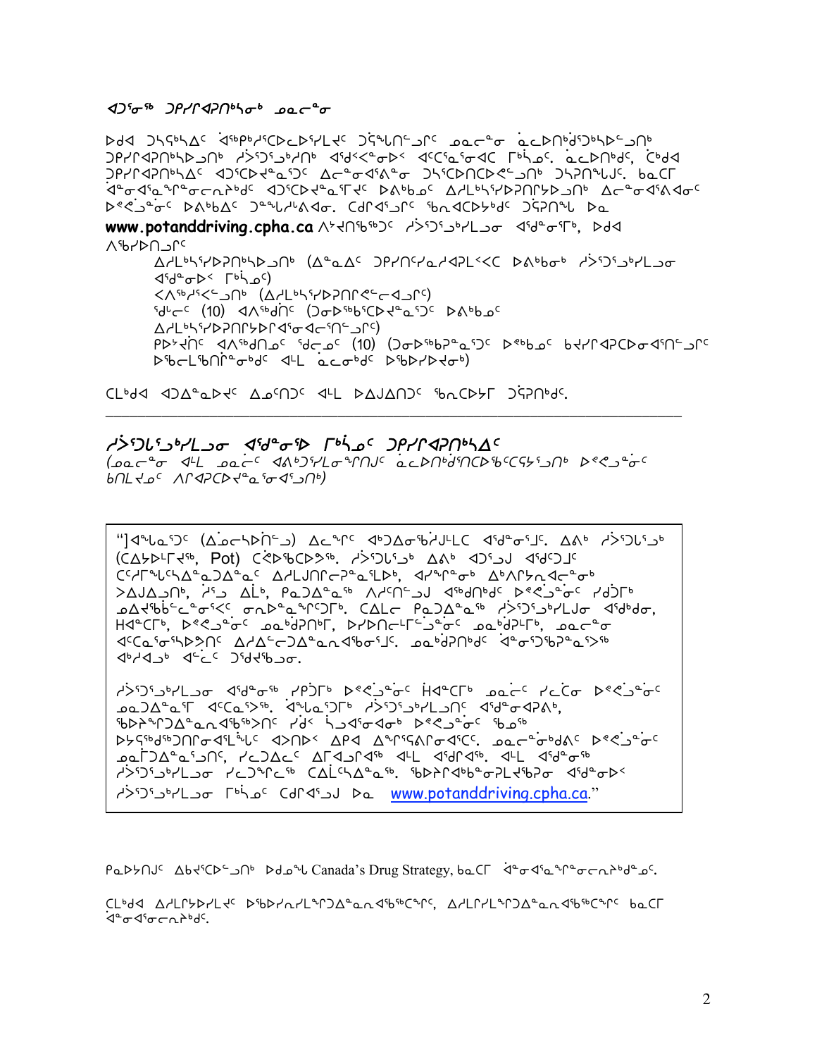ᐊᑐᕐᓂᖅ ᑐᑭᓯᐊᕈᑎᒃᓴᓂᒃ ᓄᓇᓕᓐᓂ

ᐅᑯᐊ ᑐᓴᕋᒃᓴᐃᑦ ᐋᖅᑭᒃᓱᕐᑕᐅᓯᒪᔪᑦ ᑐᕋᖓᓂᑦᑐᓂᑦ ᓄᓇᓕᓐᓂ ᓈᓚᐅᑎᒃᑯᕐᑐᖃᕆᐊᓕᑦᑐᓂᒃ ᑐᑭᓯᐊᕈᑎᒃᓴᐅᓪᓗᓂᒃ ᓱᕈᕐᓗᒃᓯᑎᒃ ᐊᕐᑯᑉᐸᕐᓂᐅᑉ ᐊᑦᑕᕐᓇᕐᓂᐊᑕ ᒥᒃᓵᓂᑦ. ᓈᓚᐅᑎᒃᑯᑦ, ᑖᒃᑯᐊ ᑐᑭᓯᐊᕈᑎᒃᓴᐃᑦ ᐊᑐᕐᑕᐅᔪᓐᓇᕐᑐᑦ ᐃᓕᓐᓂᐊᕐᕕᓐᓂ ᑐᓴᕐᑕᐅᑎᑕᐅᕙᓪᓗᓂᒃ ᑐᓴᕈᑎᖓᔪᑦ. ᑲᓇᑕᒥ ᐋᓐᓂᐊᖃᕐᓇᖏᓐᓂᓕᕆᔨᑦ ᐊᑐᕐᑕᐅᔪᓐᓇᕐᒥᔪᑦ ᐅᐱᒃᑲᓄᑦ ᐃᓱᒪᒃᓴᖅᓯᐅᕈᑎᖃᕐᓗᓂᒃ ᐃᓕᓐᓂᐊᕐᕕᐊᕕᓂᑦ ᐅᑯᐊᓗᓐᓂᑦ ᐅᐱᒃᑲᐃᑦ ᑐᓐᓇᐅᑎᔭᕙᐃᓐᓇᕐᓂ. ᑕᑎᐊᕐᓗᑎᑦ ᖃᓐᓂᐊᑦᑕᐅᔪᑦ ᑐᕋᕐᑎᖓ ᐅᓇ **www.potanddriving.cpha.ca** ᐱᔪᒋᐅᖅᑐᑦ ᓱᐳᕐᑐᕐᔪᒃᓯᒪᓗᓂ ᐊᕐᑯᓐᓂᒥᒃ, ᐅᑯᐊ ᐱᕐᑯᐃᑎᑐᑦ:

- ᐃᓱᒪᒃᓴᖅᓯᐅᕈᑎᒃᓴᐅᓗᓂᒃ (ᐃᓐᓇᐃᑦ ᑐᑭᓯᑦᓯᓇᓱᐊᕈᒪᑉᐸᑦ ᐅᐱᒃᑲᓂᒃ ᓱᐳᕐᑐᕐᔪᒃᓯᒪᓂ ᐊᕐᑯᓐᓂᐅᑉ ᒥᒃᓵᓂᑦ)
- ᐸᕐᑲᓯᕐᑲᓪᓗᓂᒃ (ᐃᓱᒪᒃᓴᖅᓯᐅᕈᑎᑦᓯᓪᓕᐊᓗᑎᑦ)
- ᖁᓪᓕᑦ (10) ᐊᐱᕐᖁᑎᑦ (ᑐᓂᐅᕐᑲᕈᑦᑕᐅᔪᓐᓇᕐᑐᑦ ᐅᐱᒃᑲᓄᑦ ᐃᓱᒪᒃᓴᖅᓯᐅᕈᑎᒃᓴᐅᑎᐊᕐᓂᐊᓕᕐᑎᑦᓗᑎᑦ)
- ᑭᐅᔾᔪᑏᑦ ᐊᐱᕐᖁᑎᓄᑦ ᖁᓕᓄᑦ (10) (ᑐᓂᐅᕐᑲᐅᓇᕐᑐᑦ ᐅᕝᕙᓘᓐᓃᑦ ᑲᔪᓯᐊᕈᑎᐅᓂᐊᕐᑎᑦᓗᑎᑦ ᐅᕐᑲᓪᓚᖅᑲᑎᒋᓂᖏᑦ ᐊᓪᓚ ᓈᓚᓂᖏᑦ ᐅᖃᐅᓯᐅᔪᓂᒃ)

ᑕᒃᑯᐊ ᐊᑐᐃᓐᓇᐅᔪᑦ ᐃᓄᑦᑎᑐᑦ ᐊᓪᓚ ᐅᐊᒍᐃᑎᑐᑦ ᖃᓂᑕᐅᔪᒥ ᑐᕋᕐᑎᖓ.

---

## ᓱᐳᕐᑐᕐᔪᒃᓯᒪᓗᓂ ᐊᕐᑯᓐᓂᖅ ᒥᒃᓵᓄᑦ ᑐᑭᓯᐊᕈᑎᒃᓴᐃᑦ

*(ᓄᓇᓕᓐᓂ ᐊᓪᓚ ᓄᓇᓖᑦ ᐊᕕᒃᓯᒪᓂᕐᒥᑎᒍᑦ ᓈᓚᐅᑎᒃᑎᑦᑕᕐᑕᑎᑦᓴᕐᔪᓂᒃ ᐅᐱᒃᑲᓄᑦ ᑲᑎᒪᔪᓄᑦ ᐱᑎᐊᕆᑕᐅᔪᓐᓇᕐᓂᐊᕐᓗᓂᒃ)*

> "]ᐊᖓᓇᕐᑐᑦ (ᐃᓅᓕᓴᐅᑏᑦ) ᐃᓕᖏᑦ ᐊᒃᑐᐃᓂᖅᑑᒍᒪᓪᓚᑕ ᐊᕐᑯᓐᓂᕐᒧᑦ. ᐃᐱᒃ ᓱᐳᕐᑐᒐᕐᔪᒃ (ᑕᐃᔭᐅᒥᕐᔪᖅ, Pot) ᑕᕝᕘᖅᑕᐅᕗᖅ. ᓱᐳᕐᑐᒐᕐᔪᒃ ᐃᐱᒃ ᐊᑐᕐᓗᒍ ᐊᕐᑯᑦᑐᒧᑦ ᑕᑦᓯᒥᖓᓚᖓᐃᓇᑐᐃᓇᑦ ᐃᓱᒪᒍᑎᓕᕈᓐᓇᕐᒪᑦ, ᐊᓯᖏᓐᓂᒃ ᐃᒃᐱᒋᓴᕐᓇᓕᓐᓂᒃ ᐳᐊᒍᐃᓗᑎᒃ, ᓱᕐᓗ ᐃᒻᒪᒃ, ᑭᓇᑐᐃᓐᓇᖅ ᐱᔪᑎᓕᓗᒍ ᐊᖅᑯᑎᒃᑦ ᐅᕝᕙᓘᓐᓃᑦ ᓯᑯᑑᕐᒥᒃ ᓄᐊᔪᒃᑲᓕᓐᓂᕐᓂᑉ ᓂᕆᐅᓇᖅᑐᕐᒥᒃ. ᑕᒪᓕᓂ ᑭᓇᑐᐃᓐᓇᖅ ᓱᐳᕐᑐᒐᕐᔪᒥᒃ ᐊᕐᑯᓐᓂ, ᕼᐊᓐᓇᒥᒃ, ᐅᕝᕙᓘᓐᓃᑦ ᓄᓇᒃᑯᑎᒥᒃ, ᐅᔭᕐᑎᓕᒫᓐᓃᑦ ᓄᓇᒃᑯᑦᓯᒥᒃ, ᓄᓇᓕᓐᓂ ᐊᑦᑕᓇᕐᓂᖃᕐᓗᓂ ᐃᓱᐃᓕᑐᐃᓇᓂᐊᕐᓂᕐᒧᑦ. ᓄᓇᒃᑯᑎᒃᑦ ᐋᓂᕐᑐᕐᐸᓇᕐᐳᖅ ᐊᒃᓯᐊᔪᒃ ᐊᓕᓪᓚᑦ ᑐᕐᑯᕐᑲᓗᓂ.
>
> ᓱᐳᕐᑐᕐᔪᒃᓯᒪᓗᓂ ᐊᕐᑯᓐᓂᖅ ᓯᑭᑐᒥᒃ ᐅᕝᕙᓘᓐᓃᑦ ᕼᐊᓐᓇᒥᒃ ᓄᓇᓖᑦ ᓯᓚᑖᓂ ᐅᕝᕙᓘᓐᓃᑦ ᓄᓇᒃᑐᐃᓇᕐᒥ ᐊᑦᑕᓇᕐᐳᖅ. ᐋᖓᓇᕐᑐᒥᒃ ᓱᐳᕐᑐᒐᕐᔪᒥᒃ ᐊᕐᑯᓐᓂᐊᕈᕕᑦ, ᖃᐅᔨᒪᔭᐅᓇᓂᐊᕐᑲᖅᐳᑦ ᓯᑯᑦ ᓴᓗᐊᕐᓂᐊᕐᓂᑉ ᐅᕝᕙᓘᓐᓃᑦ ᖃᓄᖅ ᐅᔭᕐᖁᑦᑐᑎᓂᐊᕐᓚᖓᑦ ᐊᕐᐸᕐ ᐃᑭᐊ ᐃᓐᓂᕐᓯᐊᕐᓂᐊᕐᑕᑦ. ᓄᓇᓕᓐᓂᒃᑯᑦ ᐅᕝᕙᓘᓐᓃᑦ ᓄᓇᒥᐅᓇᕐᓂᑦ, ᓯᓚᑐᐃᑦ ᐃᒥᐊᓗᕐᓂᐊᕐ ᐊᓪᓚ ᐊᕐᑎᕐᓂᐊᕐ. ᐊᓪᓚ ᐊᕐᑯᓐᓂᖅ ᓱᐳᕐᑐᕐᔪᒃᓯᒪᓗᓂ ᓯᓚᑐᖓᓕᖅ ᑕᒪᓕᖓᐃᓇᖅ. ᖃᐅᔨᓕᐊᕐᑲᓐᓂᕈᒪᓚᕐᑲᕈᑎ ᐊᕐᑯᓐᓂᐅᑉ ᓱᐳᕐᑐᕐᔪᒃᓯᒪᓗᓂ ᒥᒃᓵᓄᑦ ᑕᑎᐊᕐᓗᒍ ᐅᓇ [www.potanddriving.cpha.ca](http://www.potanddriving.cpha.ca)."

ᑭᓇᐅᔭᑎᒍᑦ ᐃᑲᔪᕐᑕᐅᓪᓗᓂᒃ ᐅᑯᓇᙵ Canada's Drug Strategy, ᑲᓇᑕᒥ ᐋᓐᓂᐊᖃᕐᓇᖏᓐᓂᓕᕆᔨᑦ.

ᑕᒃᑯᐊ ᐃᓱᒪᒋᔭᐅᓯᒪᔪᑦ ᐅᖃᐅᓯᕆᓯᒪᓂᖓᒍᑦ ᐃᓱᒪᒋᓯᒪᓂᖓᒍᑦ ᑲᓇᑕᒥ ᐋᓐᓂᐊᖃᕐᓇᖏᓐᓂᓕᕆᔨᑦ.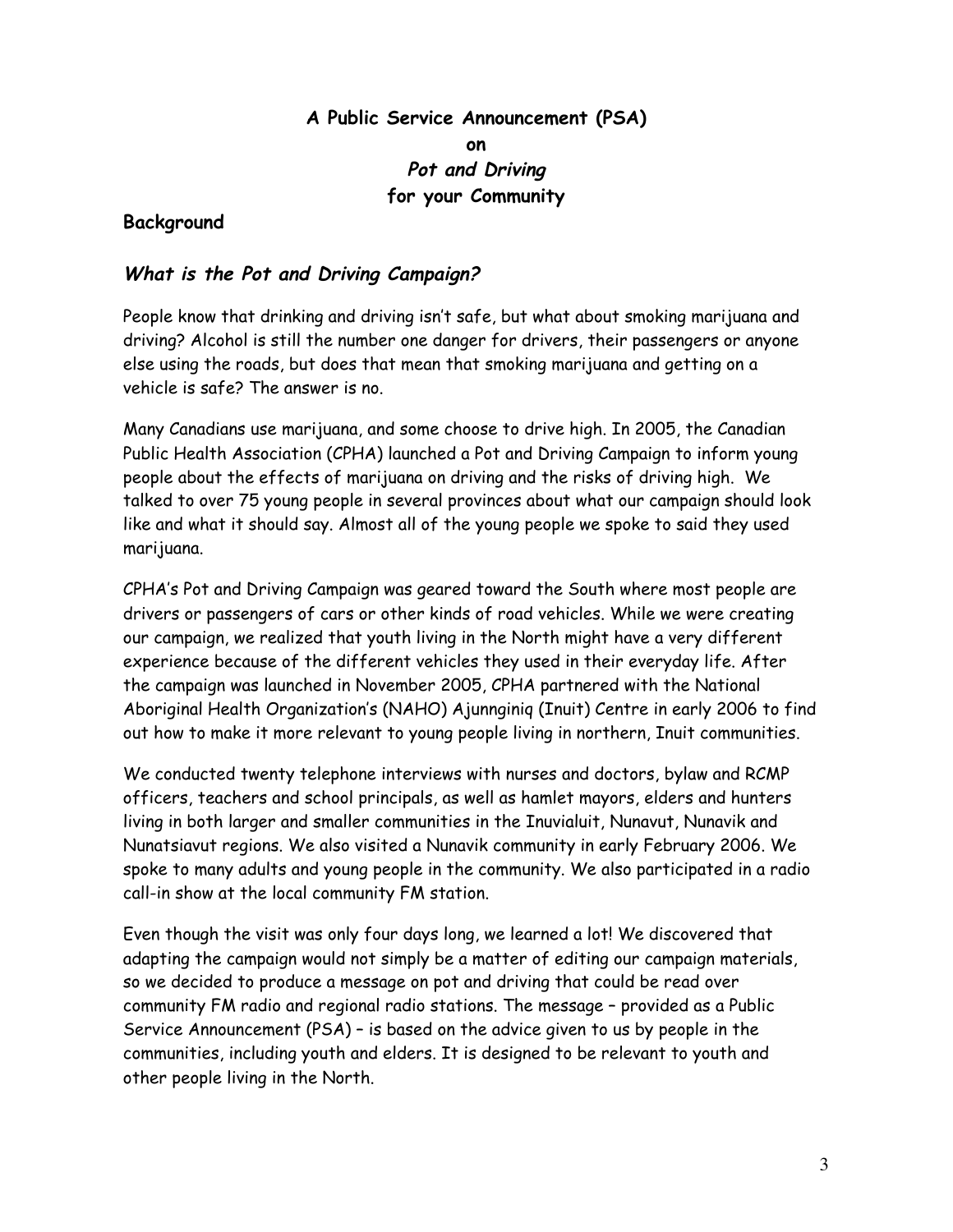**A Public Service Announcement (PSA)**

**on**

***Pot and Driving***

**for your Community**

## Background

### *What is the Pot and Driving Campaign?*

People know that drinking and driving isn't safe, but what about smoking marijuana and driving? Alcohol is still the number one danger for drivers, their passengers or anyone else using the roads, but does that mean that smoking marijuana and getting on a vehicle is safe? The answer is no.

Many Canadians use marijuana, and some choose to drive high. In 2005, the Canadian Public Health Association (CPHA) launched a Pot and Driving Campaign to inform young people about the effects of marijuana on driving and the risks of driving high. We talked to over 75 young people in several provinces about what our campaign should look like and what it should say. Almost all of the young people we spoke to said they used marijuana.

CPHA's Pot and Driving Campaign was geared toward the South where most people are drivers or passengers of cars or other kinds of road vehicles. While we were creating our campaign, we realized that youth living in the North might have a very different experience because of the different vehicles they used in their everyday life. After the campaign was launched in November 2005, CPHA partnered with the National Aboriginal Health Organization's (NAHO) Ajunnginiq (Inuit) Centre in early 2006 to find out how to make it more relevant to young people living in northern, Inuit communities.

We conducted twenty telephone interviews with nurses and doctors, bylaw and RCMP officers, teachers and school principals, as well as hamlet mayors, elders and hunters living in both larger and smaller communities in the Inuvialuit, Nunavut, Nunavik and Nunatsiavut regions. We also visited a Nunavik community in early February 2006. We spoke to many adults and young people in the community. We also participated in a radio call-in show at the local community FM station.

Even though the visit was only four days long, we learned a lot! We discovered that adapting the campaign would not simply be a matter of editing our campaign materials, so we decided to produce a message on pot and driving that could be read over community FM radio and regional radio stations. The message – provided as a Public Service Announcement (PSA) – is based on the advice given to us by people in the communities, including youth and elders. It is designed to be relevant to youth and other people living in the North.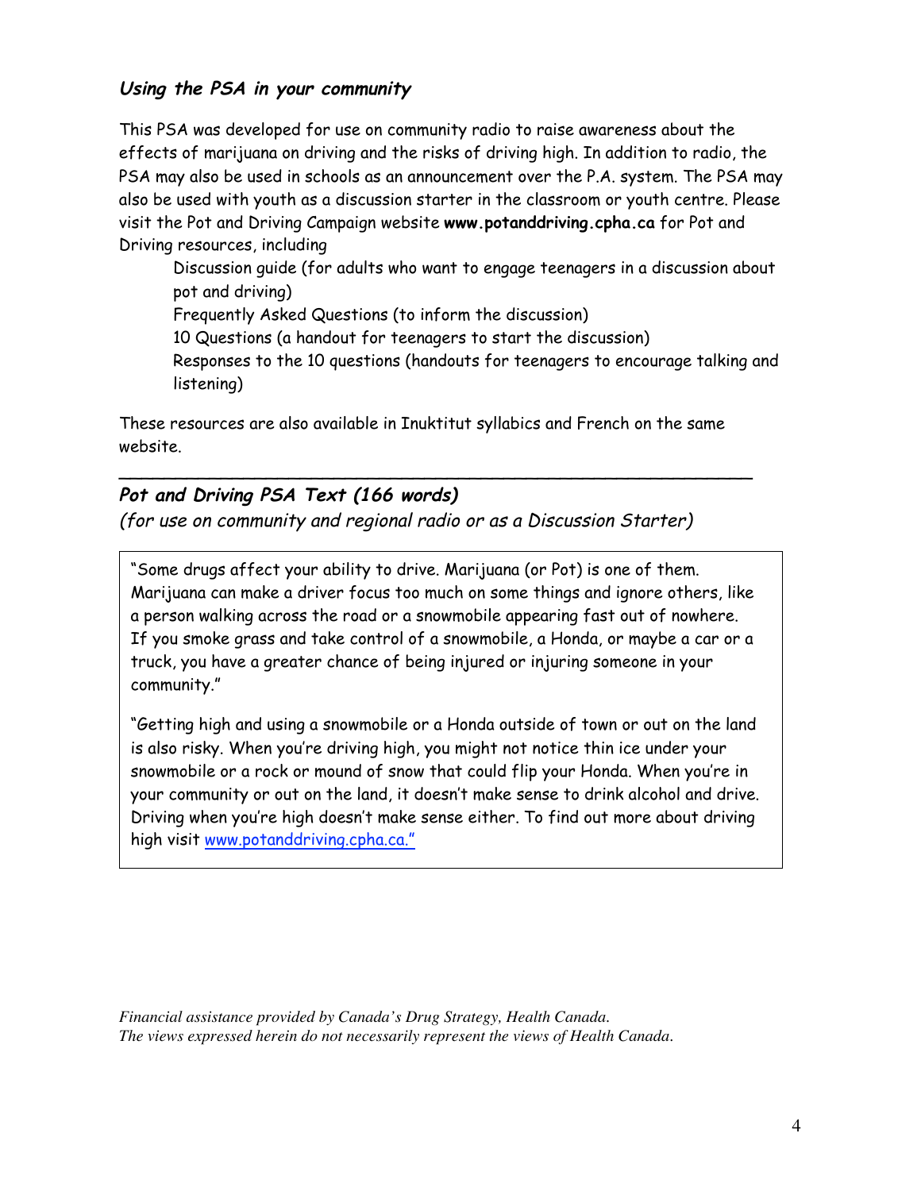### *Using the PSA in your community*

This PSA was developed for use on community radio to raise awareness about the effects of marijuana on driving and the risks of driving high. In addition to radio, the PSA may also be used in schools as an announcement over the P.A. system. The PSA may also be used with youth as a discussion starter in the classroom or youth centre. Please visit the Pot and Driving Campaign website **www.potanddriving.cpha.ca** for Pot and Driving resources, including

- Discussion guide (for adults who want to engage teenagers in a discussion about pot and driving)
- Frequently Asked Questions (to inform the discussion)
- 10 Questions (a handout for teenagers to start the discussion)
- Responses to the 10 questions (handouts for teenagers to encourage talking and listening)

These resources are also available in Inuktitut syllabics and French on the same website.

---

### *Pot and Driving PSA Text (166 words)*

*(for use on community and regional radio or as a Discussion Starter)*

"Some drugs affect your ability to drive. Marijuana (or Pot) is one of them. Marijuana can make a driver focus too much on some things and ignore others, like a person walking across the road or a snowmobile appearing fast out of nowhere. If you smoke grass and take control of a snowmobile, a Honda, or maybe a car or a truck, you have a greater chance of being injured or injuring someone in your community."

"Getting high and using a snowmobile or a Honda outside of town or out on the land is also risky. When you're driving high, you might not notice thin ice under your snowmobile or a rock or mound of snow that could flip your Honda. When you're in your community or out on the land, it doesn't make sense to drink alcohol and drive. Driving when you're high doesn't make sense either. To find out more about driving high visit www.potanddriving.cpha.ca."

*Financial assistance provided by Canada's Drug Strategy, Health Canada.*
*The views expressed herein do not necessarily represent the views of Health Canada.*